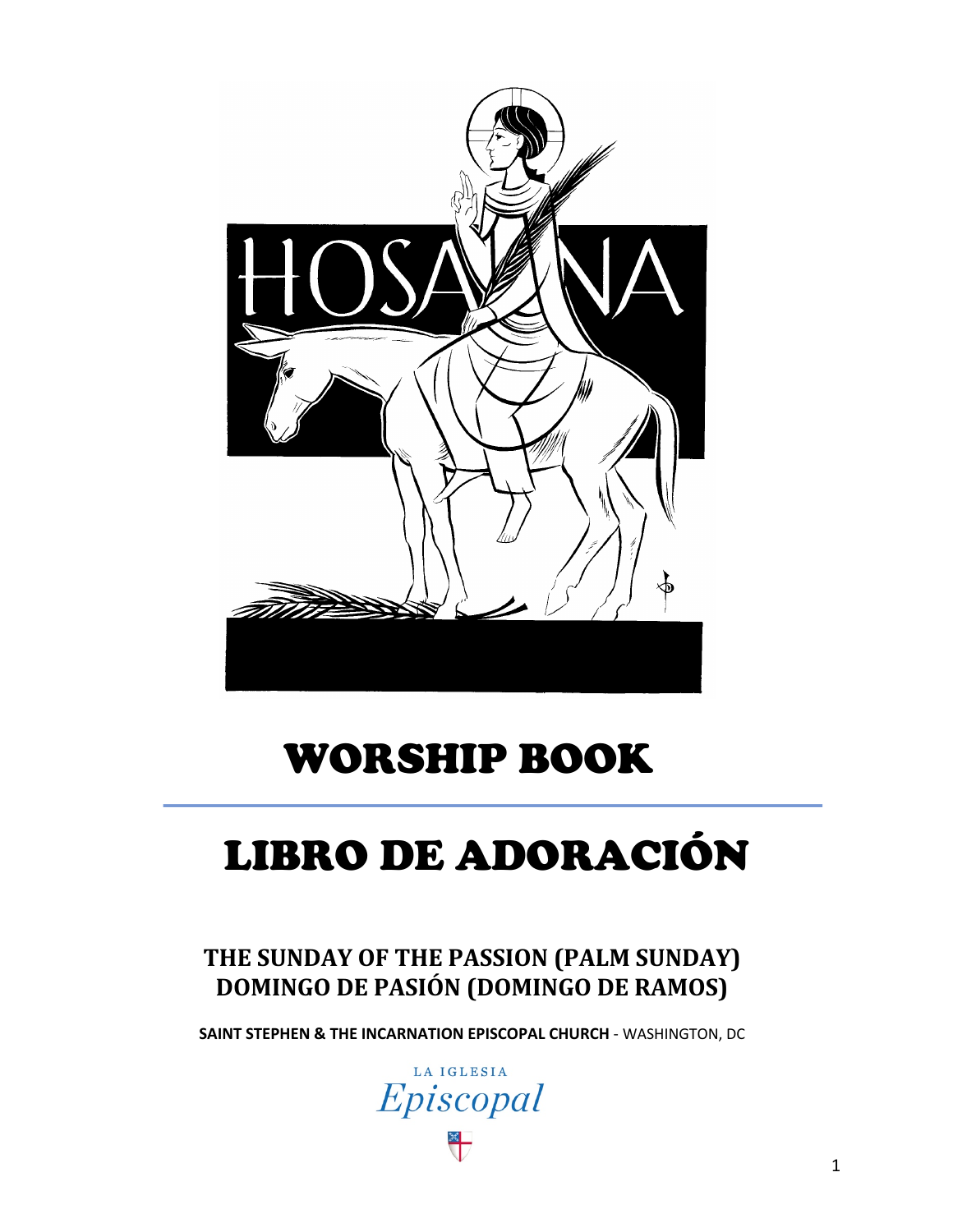# WORSHIP BOOK

# LIBRO DE ADORACIÓN

## THE SUNDAY OF THE PASSION (PALM SUNDAY)
## DOMINGO DE PASIÓN (DOMINGO DE RAMOS)

**SAINT STEPHEN & THE INCARNATION EPISCOPAL CHURCH** - WASHINGTON, DC

LA IGLESIA
*Episcopal*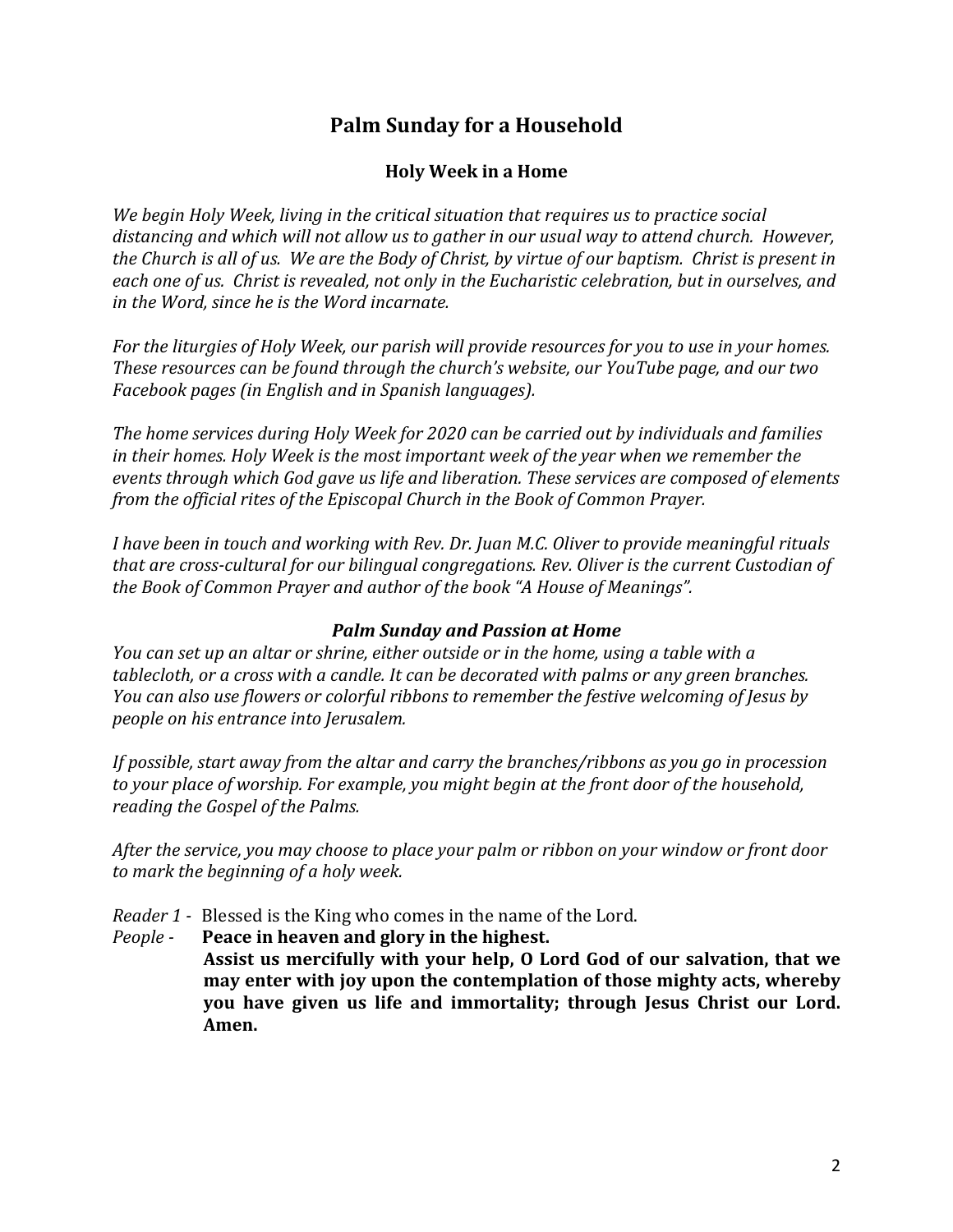# Palm Sunday for a Household

## Holy Week in a Home

*We begin Holy Week, living in the critical situation that requires us to practice social distancing and which will not allow us to gather in our usual way to attend church. However, the Church is all of us. We are the Body of Christ, by virtue of our baptism. Christ is present in each one of us. Christ is revealed, not only in the Eucharistic celebration, but in ourselves, and in the Word, since he is the Word incarnate.*

*For the liturgies of Holy Week, our parish will provide resources for you to use in your homes. These resources can be found through the church's website, our YouTube page, and our two Facebook pages (in English and in Spanish languages).*

*The home services during Holy Week for 2020 can be carried out by individuals and families in their homes. Holy Week is the most important week of the year when we remember the events through which God gave us life and liberation. These services are composed of elements from the official rites of the Episcopal Church in the Book of Common Prayer.*

*I have been in touch and working with Rev. Dr. Juan M.C. Oliver to provide meaningful rituals that are cross-cultural for our bilingual congregations. Rev. Oliver is the current Custodian of the Book of Common Prayer and author of the book "A House of Meanings".*

### *Palm Sunday and Passion at Home*

*You can set up an altar or shrine, either outside or in the home, using a table with a tablecloth, or a cross with a candle. It can be decorated with palms or any green branches. You can also use flowers or colorful ribbons to remember the festive welcoming of Jesus by people on his entrance into Jerusalem.*

*If possible, start away from the altar and carry the branches/ribbons as you go in procession to your place of worship. For example, you might begin at the front door of the household, reading the Gospel of the Palms.*

*After the service, you may choose to place your palm or ribbon on your window or front door to mark the beginning of a holy week.*

*Reader 1* - Blessed is the King who comes in the name of the Lord.

*People* - **Peace in heaven and glory in the highest.**

**Assist us mercifully with your help, O Lord God of our salvation, that we may enter with joy upon the contemplation of those mighty acts, whereby you have given us life and immortality; through Jesus Christ our Lord. Amen.**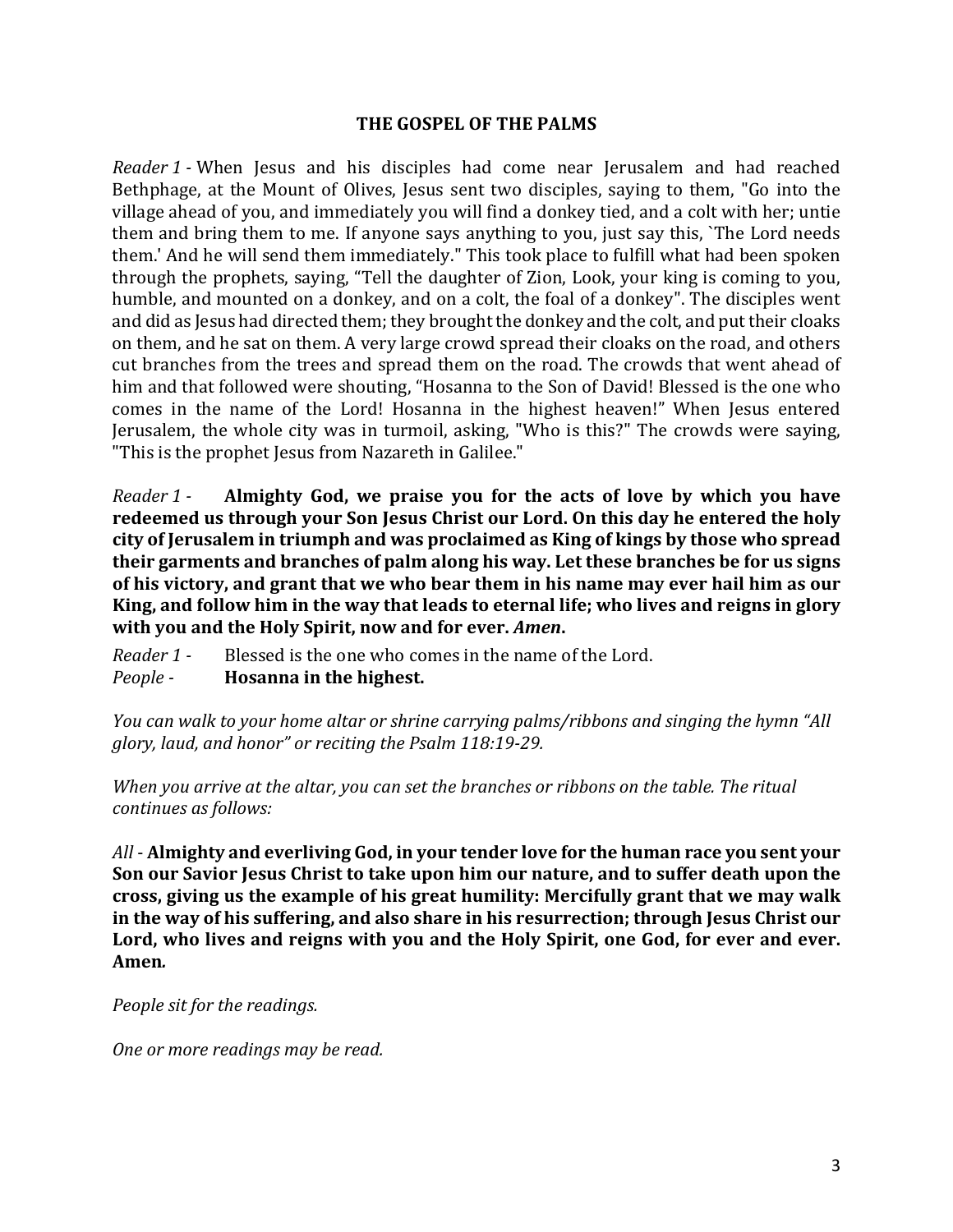### THE GOSPEL OF THE PALMS

*Reader 1* - When Jesus and his disciples had come near Jerusalem and had reached Bethphage, at the Mount of Olives, Jesus sent two disciples, saying to them, "Go into the village ahead of you, and immediately you will find a donkey tied, and a colt with her; untie them and bring them to me. If anyone says anything to you, just say this, `The Lord needs them.' And he will send them immediately." This took place to fulfill what had been spoken through the prophets, saying, "Tell the daughter of Zion, Look, your king is coming to you, humble, and mounted on a donkey, and on a colt, the foal of a donkey". The disciples went and did as Jesus had directed them; they brought the donkey and the colt, and put their cloaks on them, and he sat on them. A very large crowd spread their cloaks on the road, and others cut branches from the trees and spread them on the road. The crowds that went ahead of him and that followed were shouting, "Hosanna to the Son of David! Blessed is the one who comes in the name of the Lord! Hosanna in the highest heaven!" When Jesus entered Jerusalem, the whole city was in turmoil, asking, "Who is this?" The crowds were saying, "This is the prophet Jesus from Nazareth in Galilee."

*Reader 1* - **Almighty God, we praise you for the acts of love by which you have redeemed us through your Son Jesus Christ our Lord. On this day he entered the holy city of Jerusalem in triumph and was proclaimed as King of kings by those who spread their garments and branches of palm along his way. Let these branches be for us signs of his victory, and grant that we who bear them in his name may ever hail him as our King, and follow him in the way that leads to eternal life; who lives and reigns in glory with you and the Holy Spirit, now and for ever.** ***Amen*****.**

*Reader 1* - Blessed is the one who comes in the name of the Lord.
*People* - **Hosanna in the highest.**

*You can walk to your home altar or shrine carrying palms/ribbons and singing the hymn "All glory, laud, and honor" or reciting the Psalm 118:19-29.*

*When you arrive at the altar, you can set the branches or ribbons on the table. The ritual continues as follows:*

*All* - **Almighty and everliving God, in your tender love for the human race you sent your Son our Savior Jesus Christ to take upon him our nature, and to suffer death upon the cross, giving us the example of his great humility: Mercifully grant that we may walk in the way of his suffering, and also share in his resurrection; through Jesus Christ our Lord, who lives and reigns with you and the Holy Spirit, one God, for ever and ever. Amen.**

*People sit for the readings.*

*One or more readings may be read.*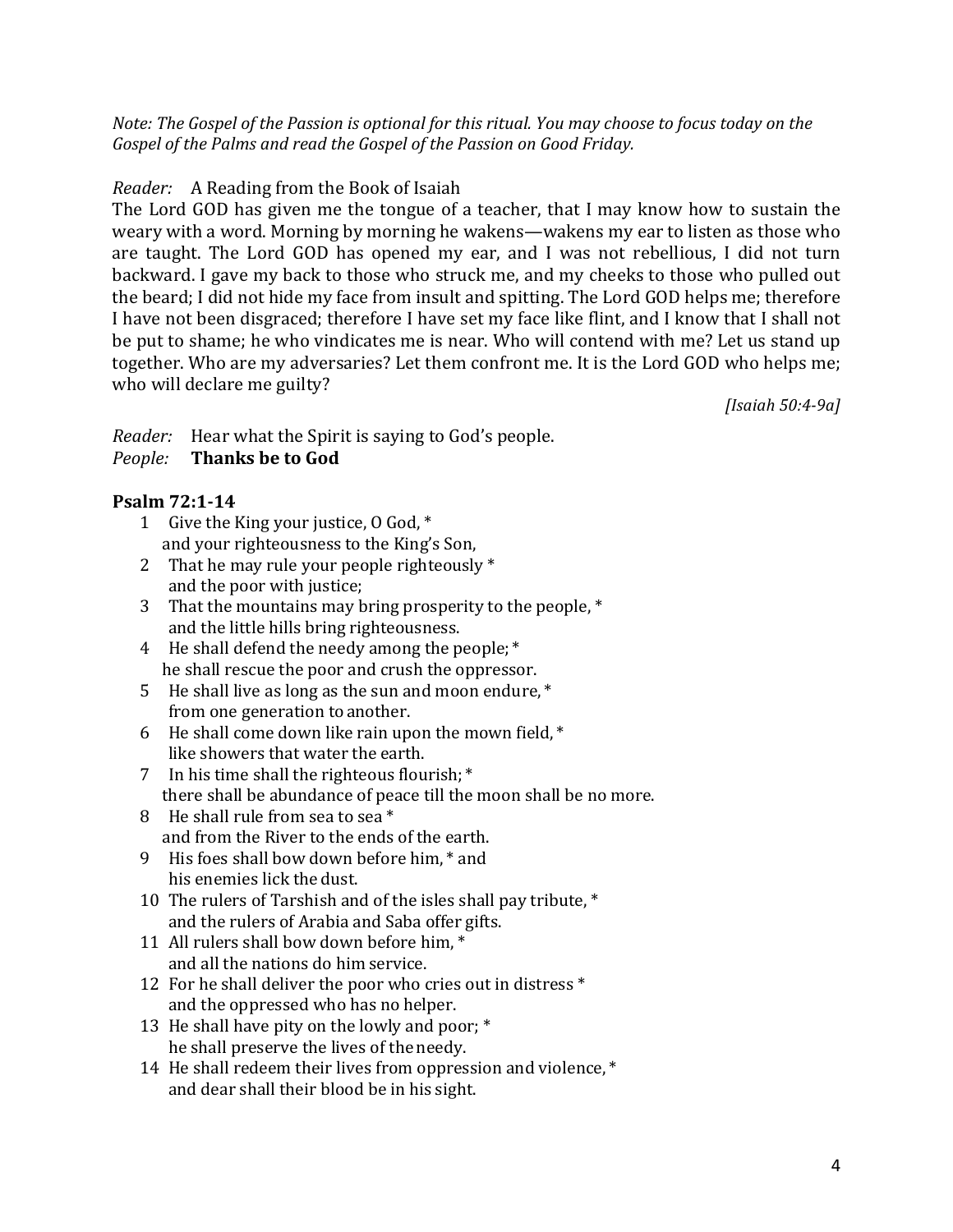*Note: The Gospel of the Passion is optional for this ritual. You may choose to focus today on the Gospel of the Palms and read the Gospel of the Passion on Good Friday.*

*Reader:* A Reading from the Book of Isaiah

The Lord GOD has given me the tongue of a teacher, that I may know how to sustain the weary with a word. Morning by morning he wakens—wakens my ear to listen as those who are taught. The Lord GOD has opened my ear, and I was not rebellious, I did not turn backward. I gave my back to those who struck me, and my cheeks to those who pulled out the beard; I did not hide my face from insult and spitting. The Lord GOD helps me; therefore I have not been disgraced; therefore I have set my face like flint, and I know that I shall not be put to shame; he who vindicates me is near. Who will contend with me? Let us stand up together. Who are my adversaries? Let them confront me. It is the Lord GOD who helps me; who will declare me guilty?

*[Isaiah 50:4-9a]*

*Reader:* Hear what the Spirit is saying to God's people.
*People:* **Thanks be to God**

**Psalm 72:1-14**

1 Give the King your justice, O God, *
and your righteousness to the King's Son,

2 That he may rule your people righteously *
and the poor with justice;

3 That the mountains may bring prosperity to the people, *
and the little hills bring righteousness.

4 He shall defend the needy among the people; *
he shall rescue the poor and crush the oppressor.

5 He shall live as long as the sun and moon endure, *
from one generation to another.

6 He shall come down like rain upon the mown field, *
like showers that water the earth.

7 In his time shall the righteous flourish; *
there shall be abundance of peace till the moon shall be no more.

8 He shall rule from sea to sea *
and from the River to the ends of the earth.

9 His foes shall bow down before him, * and
his enemies lick the dust.

10 The rulers of Tarshish and of the isles shall pay tribute, *
and the rulers of Arabia and Saba offer gifts.

11 All rulers shall bow down before him, *
and all the nations do him service.

12 For he shall deliver the poor who cries out in distress *
and the oppressed who has no helper.

13 He shall have pity on the lowly and poor; *
he shall preserve the lives of the needy.

14 He shall redeem their lives from oppression and violence, *
and dear shall their blood be in his sight.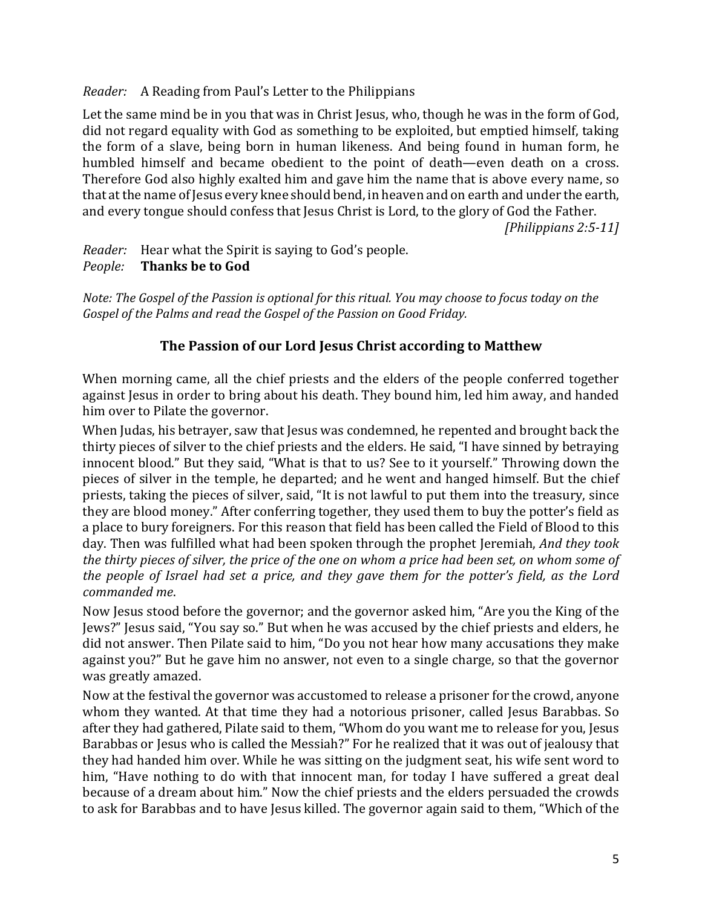*Reader:* A Reading from Paul's Letter to the Philippians

Let the same mind be in you that was in Christ Jesus, who, though he was in the form of God, did not regard equality with God as something to be exploited, but emptied himself, taking the form of a slave, being born in human likeness. And being found in human form, he humbled himself and became obedient to the point of death—even death on a cross. Therefore God also highly exalted him and gave him the name that is above every name, so that at the name of Jesus every knee should bend, in heaven and on earth and under the earth, and every tongue should confess that Jesus Christ is Lord, to the glory of God the Father.

*[Philippians 2:5-11]*

*Reader:* Hear what the Spirit is saying to God's people.
*People:* **Thanks be to God**

*Note: The Gospel of the Passion is optional for this ritual. You may choose to focus today on the Gospel of the Palms and read the Gospel of the Passion on Good Friday.*

## The Passion of our Lord Jesus Christ according to Matthew

When morning came, all the chief priests and the elders of the people conferred together against Jesus in order to bring about his death. They bound him, led him away, and handed him over to Pilate the governor.

When Judas, his betrayer, saw that Jesus was condemned, he repented and brought back the thirty pieces of silver to the chief priests and the elders. He said, "I have sinned by betraying innocent blood." But they said, "What is that to us? See to it yourself." Throwing down the pieces of silver in the temple, he departed; and he went and hanged himself. But the chief priests, taking the pieces of silver, said, "It is not lawful to put them into the treasury, since they are blood money." After conferring together, they used them to buy the potter's field as a place to bury foreigners. For this reason that field has been called the Field of Blood to this day. Then was fulfilled what had been spoken through the prophet Jeremiah, *And they took the thirty pieces of silver, the price of the one on whom a price had been set, on whom some of the people of Israel had set a price, and they gave them for the potter's field, as the Lord commanded me*.

Now Jesus stood before the governor; and the governor asked him, "Are you the King of the Jews?" Jesus said, "You say so." But when he was accused by the chief priests and elders, he did not answer. Then Pilate said to him, "Do you not hear how many accusations they make against you?" But he gave him no answer, not even to a single charge, so that the governor was greatly amazed.

Now at the festival the governor was accustomed to release a prisoner for the crowd, anyone whom they wanted. At that time they had a notorious prisoner, called Jesus Barabbas. So after they had gathered, Pilate said to them, "Whom do you want me to release for you, Jesus Barabbas or Jesus who is called the Messiah?" For he realized that it was out of jealousy that they had handed him over. While he was sitting on the judgment seat, his wife sent word to him, "Have nothing to do with that innocent man, for today I have suffered a great deal because of a dream about him." Now the chief priests and the elders persuaded the crowds to ask for Barabbas and to have Jesus killed. The governor again said to them, "Which of the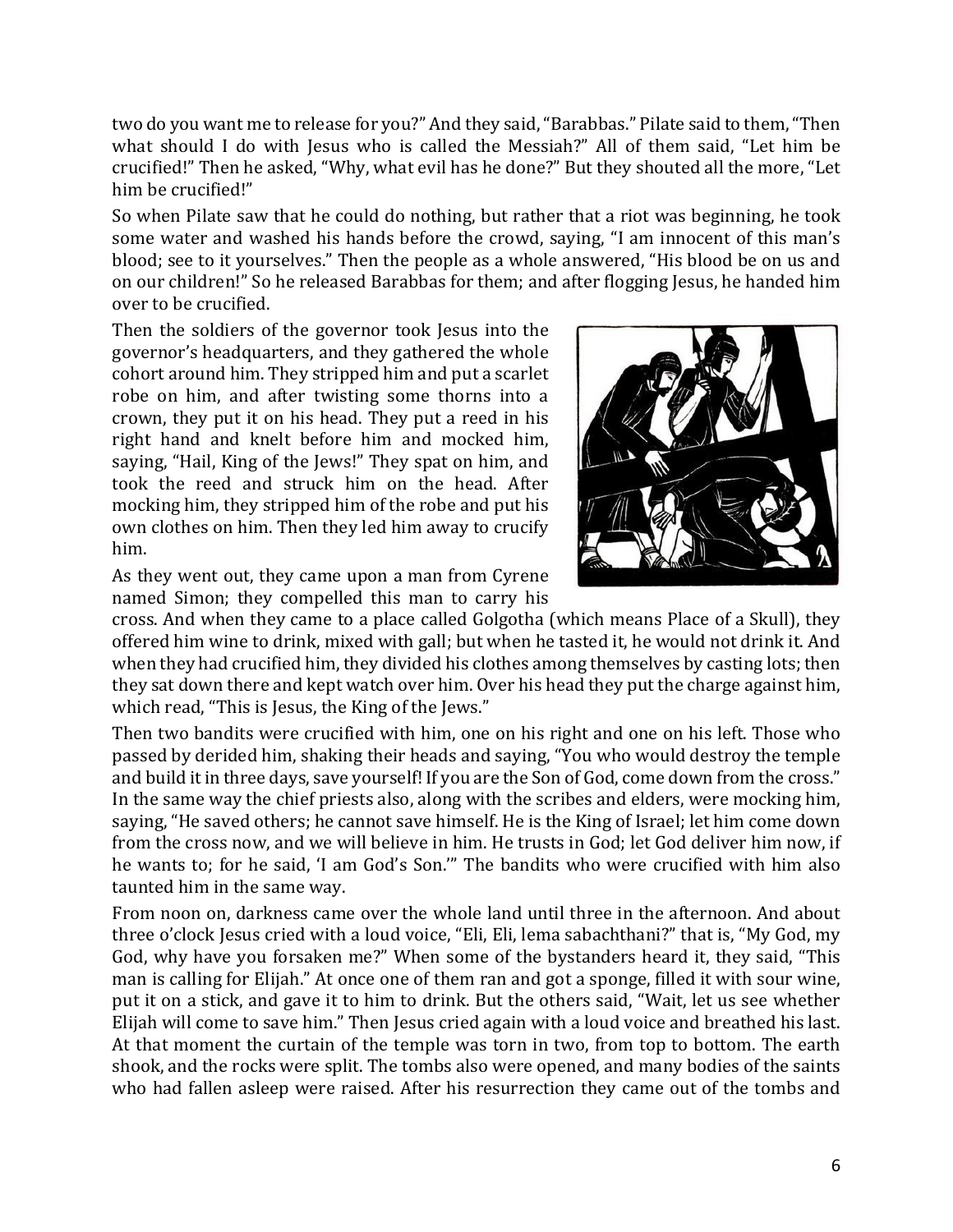two do you want me to release for you?" And they said, "Barabbas." Pilate said to them, "Then what should I do with Jesus who is called the Messiah?" All of them said, "Let him be crucified!" Then he asked, "Why, what evil has he done?" But they shouted all the more, "Let him be crucified!"

So when Pilate saw that he could do nothing, but rather that a riot was beginning, he took some water and washed his hands before the crowd, saying, "I am innocent of this man's blood; see to it yourselves." Then the people as a whole answered, "His blood be on us and on our children!" So he released Barabbas for them; and after flogging Jesus, he handed him over to be crucified.

Then the soldiers of the governor took Jesus into the governor's headquarters, and they gathered the whole cohort around him. They stripped him and put a scarlet robe on him, and after twisting some thorns into a crown, they put it on his head. They put a reed in his right hand and knelt before him and mocked him, saying, "Hail, King of the Jews!" They spat on him, and took the reed and struck him on the head. After mocking him, they stripped him of the robe and put his own clothes on him. Then they led him away to crucify him.

As they went out, they came upon a man from Cyrene named Simon; they compelled this man to carry his cross. And when they came to a place called Golgotha (which means Place of a Skull), they offered him wine to drink, mixed with gall; but when he tasted it, he would not drink it. And when they had crucified him, they divided his clothes among themselves by casting lots; then they sat down there and kept watch over him. Over his head they put the charge against him, which read, "This is Jesus, the King of the Jews."

Then two bandits were crucified with him, one on his right and one on his left. Those who passed by derided him, shaking their heads and saying, "You who would destroy the temple and build it in three days, save yourself! If you are the Son of God, come down from the cross." In the same way the chief priests also, along with the scribes and elders, were mocking him, saying, "He saved others; he cannot save himself. He is the King of Israel; let him come down from the cross now, and we will believe in him. He trusts in God; let God deliver him now, if he wants to; for he said, 'I am God's Son.'" The bandits who were crucified with him also taunted him in the same way.

From noon on, darkness came over the whole land until three in the afternoon. And about three o'clock Jesus cried with a loud voice, "Eli, Eli, lema sabachthani?" that is, "My God, my God, why have you forsaken me?" When some of the bystanders heard it, they said, "This man is calling for Elijah." At once one of them ran and got a sponge, filled it with sour wine, put it on a stick, and gave it to him to drink. But the others said, "Wait, let us see whether Elijah will come to save him." Then Jesus cried again with a loud voice and breathed his last. At that moment the curtain of the temple was torn in two, from top to bottom. The earth shook, and the rocks were split. The tombs also were opened, and many bodies of the saints who had fallen asleep were raised. After his resurrection they came out of the tombs and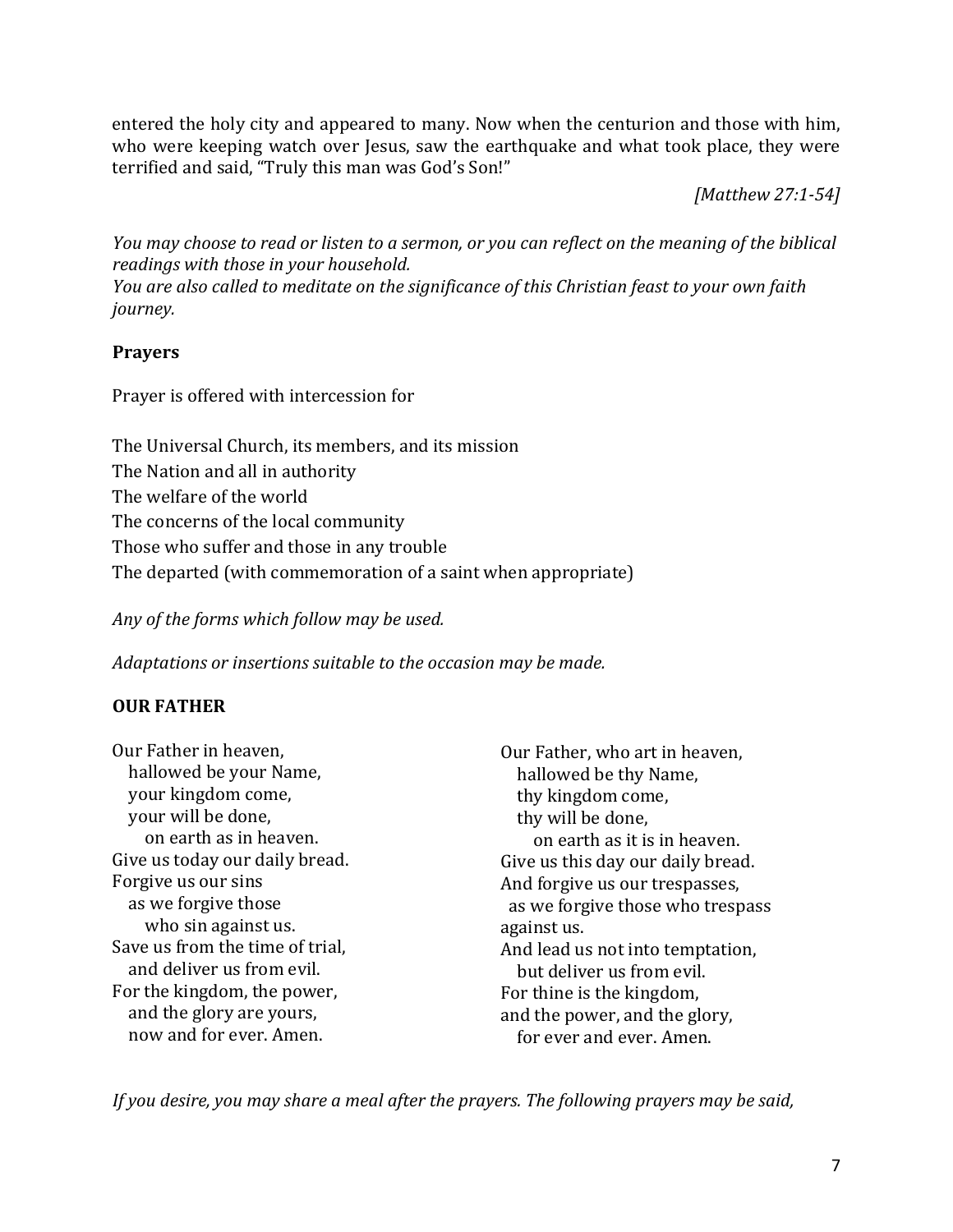entered the holy city and appeared to many. Now when the centurion and those with him, who were keeping watch over Jesus, saw the earthquake and what took place, they were terrified and said, "Truly this man was God's Son!"

*[Matthew 27:1-54]*

*You may choose to read or listen to a sermon, or you can reflect on the meaning of the biblical readings with those in your household.*
*You are also called to meditate on the significance of this Christian feast to your own faith journey.*

**Prayers**

Prayer is offered with intercession for

The Universal Church, its members, and its mission
The Nation and all in authority
The welfare of the world
The concerns of the local community
Those who suffer and those in any trouble
The departed (with commemoration of a saint when appropriate)

*Any of the forms which follow may be used.*

*Adaptations or insertions suitable to the occasion may be made.*

**OUR FATHER**

Our Father in heaven,
hallowed be your Name,
your kingdom come,
your will be done,
on earth as in heaven.
Give us today our daily bread.
Forgive us our sins
as we forgive those
who sin against us.
Save us from the time of trial,
and deliver us from evil.
For the kingdom, the power,
and the glory are yours,
now and for ever. Amen.

Our Father, who art in heaven,
hallowed be thy Name,
thy kingdom come,
thy will be done,
on earth as it is in heaven.
Give us this day our daily bread.
And forgive us our trespasses,
as we forgive those who trespass
against us.
And lead us not into temptation,
but deliver us from evil.
For thine is the kingdom,
and the power, and the glory,
for ever and ever. Amen.

*If you desire, you may share a meal after the prayers. The following prayers may be said,*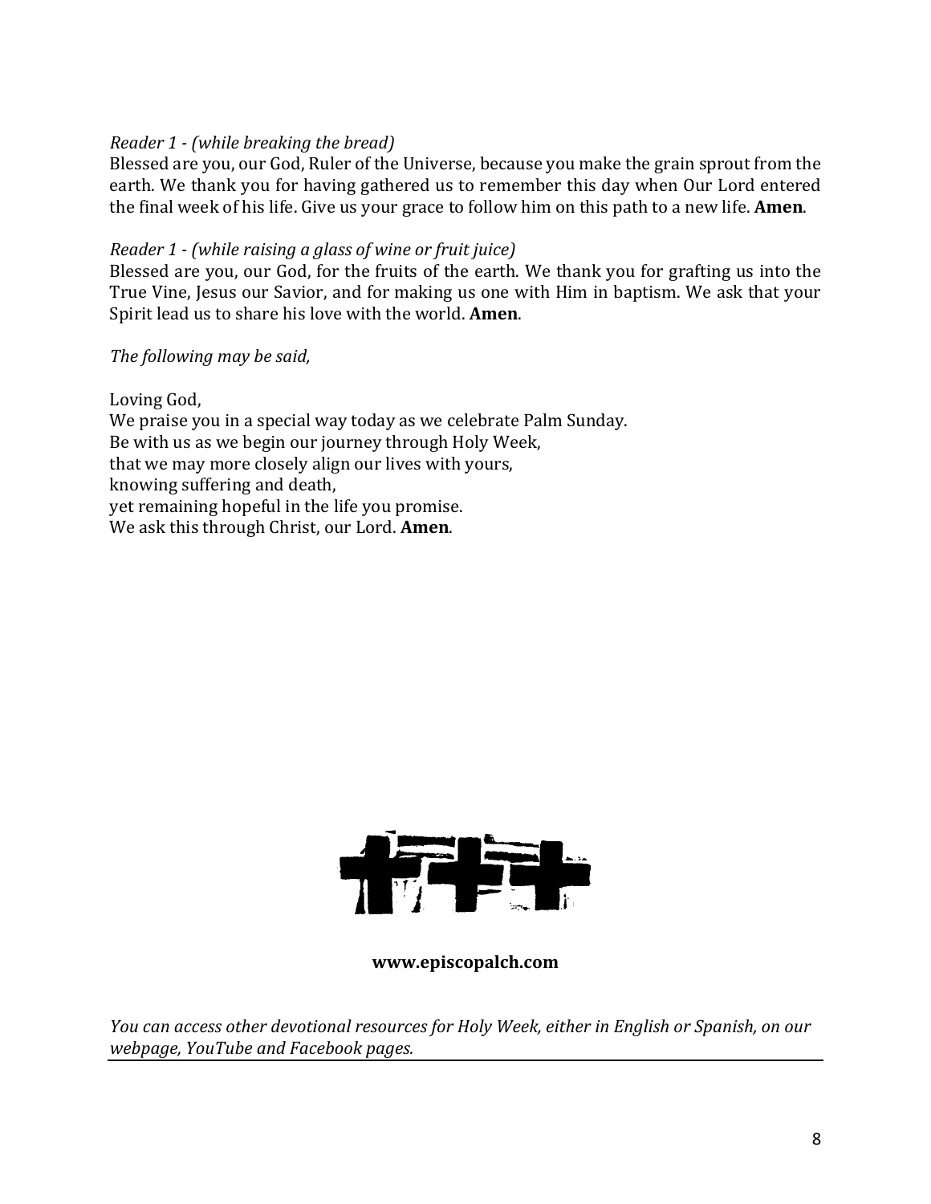*Reader 1 - (while breaking the bread)*

Blessed are you, our God, Ruler of the Universe, because you make the grain sprout from the earth. We thank you for having gathered us to remember this day when Our Lord entered the final week of his life. Give us your grace to follow him on this path to a new life. **Amen**.

*Reader 1 - (while raising a glass of wine or fruit juice)*

Blessed are you, our God, for the fruits of the earth. We thank you for grafting us into the True Vine, Jesus our Savior, and for making us one with Him in baptism. We ask that your Spirit lead us to share his love with the world. **Amen**.

*The following may be said,*

Loving God,
We praise you in a special way today as we celebrate Palm Sunday.
Be with us as we begin our journey through Holy Week,
that we may more closely align our lives with yours,
knowing suffering and death,
yet remaining hopeful in the life you promise.
We ask this through Christ, our Lord. **Amen**.

**www.episcopalch.com**

*You can access other devotional resources for Holy Week, either in English or Spanish, on our webpage, YouTube and Facebook pages.*